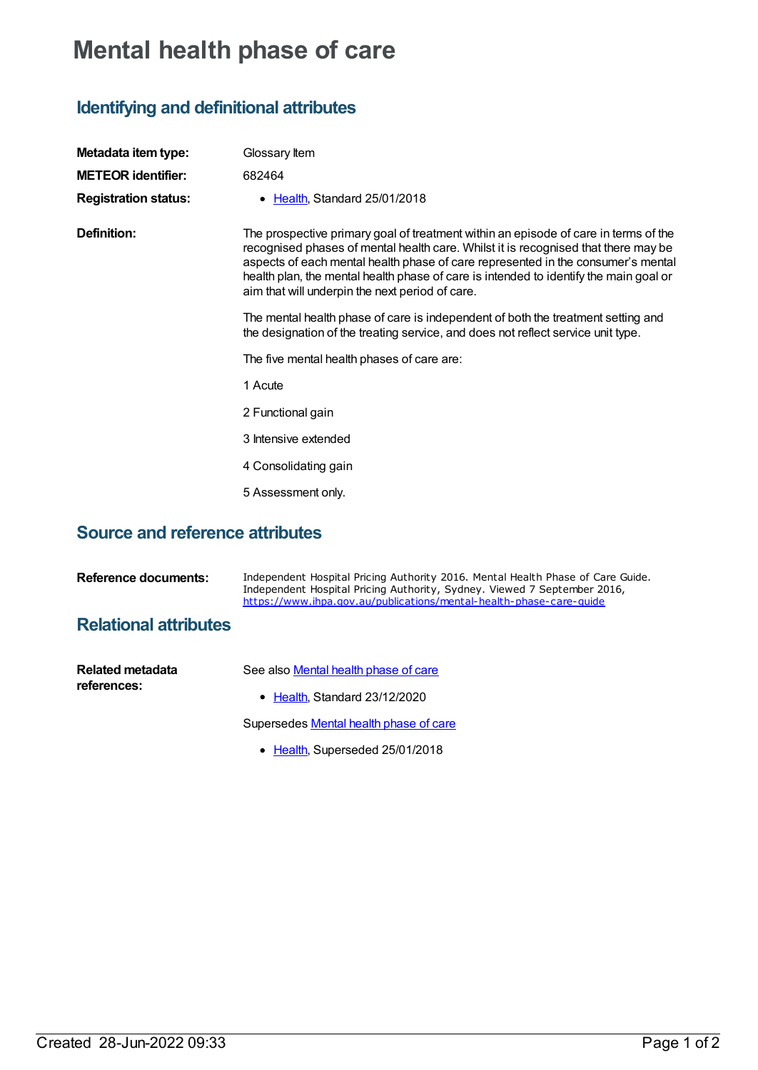# Mental health phase of care

## Identifying and definitional attributes

**Metadata item type:** Glossary Item

**METEOR identifier:** 682464

**Registration status:**

- Health, Standard 25/01/2018

**Definition:**

The prospective primary goal of treatment within an episode of care in terms of the recognised phases of mental health care. Whilst it is recognised that there may be aspects of each mental health phase of care represented in the consumer's mental health plan, the mental health phase of care is intended to identify the main goal or aim that will underpin the next period of care.

The mental health phase of care is independent of both the treatment setting and the designation of the treating service, and does not reflect service unit type.

The five mental health phases of care are:

1 Acute

2 Functional gain

3 Intensive extended

4 Consolidating gain

5 Assessment only.

## Source and reference attributes

**Reference documents:**

Independent Hospital Pricing Authority 2016. Mental Health Phase of Care Guide. Independent Hospital Pricing Authority, Sydney. Viewed 7 September 2016, https://www.ihpa.gov.au/publications/mental-health-phase-care-guide

## Relational attributes

**Related metadata references:**

See also Mental health phase of care

- Health, Standard 23/12/2020

Supersedes Mental health phase of care

- Health, Superseded 25/01/2018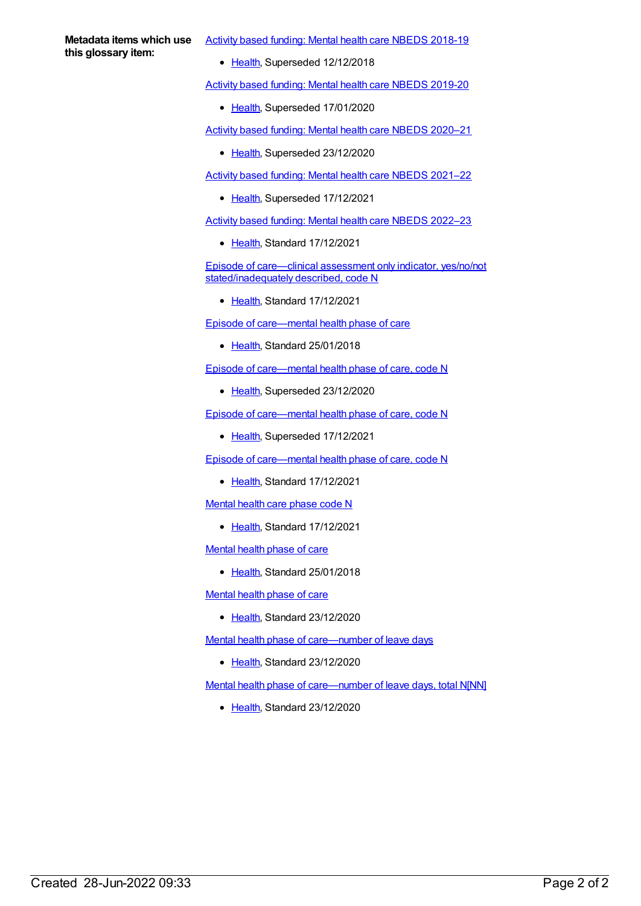**Metadata items which use this glossary item:**

Activity based funding: Mental health care NBEDS 2018-19

- Health, Superseded 12/12/2018

Activity based funding: Mental health care NBEDS 2019-20

- Health, Superseded 17/01/2020

Activity based funding: Mental health care NBEDS 2020–21

- Health, Superseded 23/12/2020

Activity based funding: Mental health care NBEDS 2021–22

- Health, Superseded 17/12/2021

Activity based funding: Mental health care NBEDS 2022–23

- Health, Standard 17/12/2021

Episode of care—clinical assessment only indicator, yes/no/not stated/inadequately described, code N

- Health, Standard 17/12/2021

Episode of care—mental health phase of care

- Health, Standard 25/01/2018

Episode of care—mental health phase of care, code N

- Health, Superseded 23/12/2020

Episode of care—mental health phase of care, code N

- Health, Superseded 17/12/2021

Episode of care—mental health phase of care, code N

- Health, Standard 17/12/2021

Mental health care phase code N

- Health, Standard 17/12/2021

Mental health phase of care

- Health, Standard 25/01/2018

Mental health phase of care

- Health, Standard 23/12/2020

Mental health phase of care—number of leave days

- Health, Standard 23/12/2020

Mental health phase of care—number of leave days, total N[NN]

- Health, Standard 23/12/2020